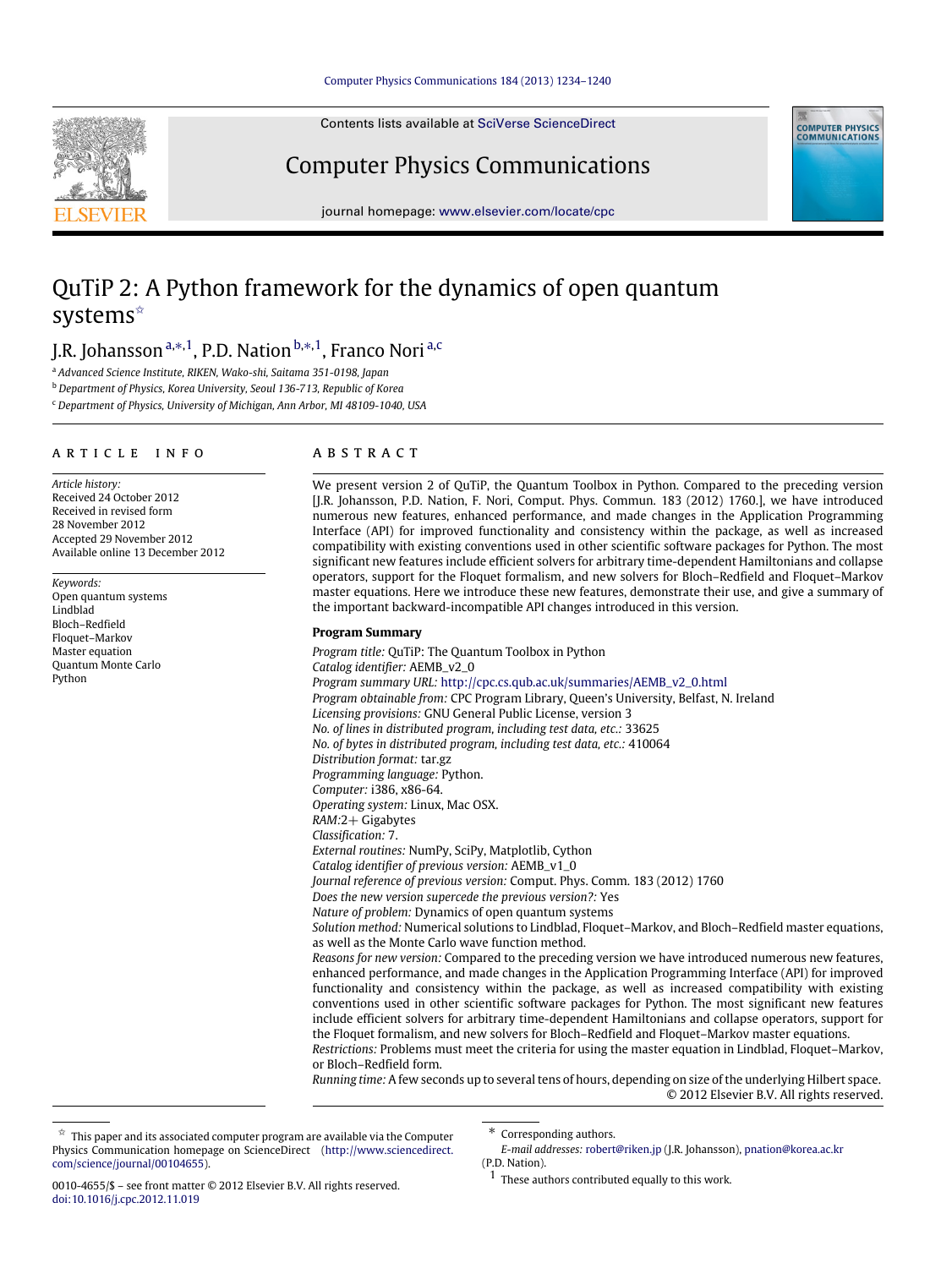# QuTiP 2: A Python framework for the dynamics of open quantum systems[☆]

J.R. Johansson [a,*,1], P.D. Nation [b,*,1], Franco Nori [a,c]

[a] Advanced Science Institute, RIKEN, Wako-shi, Saitama 351-0198, Japan

[b] Department of Physics, Korea University, Seoul 136-713, Republic of Korea

[c] Department of Physics, University of Michigan, Ann Arbor, MI 48109-1040, USA

## ARTICLE INFO

*Article history:*
Received 24 October 2012
Received in revised form
28 November 2012
Accepted 29 November 2012
Available online 13 December 2012

*Keywords:*
Open quantum systems
Lindblad
Bloch–Redfield
Floquet–Markov
Master equation
Quantum Monte Carlo
Python

## ABSTRACT

We present version 2 of QuTiP, the Quantum Toolbox in Python. Compared to the preceding version [J.R. Johansson, P.D. Nation, F. Nori, Comput. Phys. Commun. 183 (2012) 1760.], we have introduced numerous new features, enhanced performance, and made changes in the Application Programming Interface (API) for improved functionality and consistency within the package, as well as increased compatibility with existing conventions used in other scientific software packages for Python. The most significant new features include efficient solvers for arbitrary time-dependent Hamiltonians and collapse operators, support for the Floquet formalism, and new solvers for Bloch–Redfield and Floquet–Markov master equations. Here we introduce these new features, demonstrate their use, and give a summary of the important backward-incompatible API changes introduced in this version.

**Program Summary**

*Program title:* QuTiP: The Quantum Toolbox in Python
*Catalog identifier:* AEMB_v2_0
*Program summary URL:* http://cpc.cs.qub.ac.uk/summaries/AEMB_v2_0.html
*Program obtainable from:* CPC Program Library, Queen's University, Belfast, N. Ireland
*Licensing provisions:* GNU General Public License, version 3
*No. of lines in distributed program, including test data, etc.:* 33625
*No. of bytes in distributed program, including test data, etc.:* 410064
*Distribution format:* tar.gz
*Programming language:* Python.
*Computer:* i386, x86-64.
*Operating system:* Linux, Mac OSX.
*RAM:* 2+ Gigabytes
*Classification:* 7.
*External routines:* NumPy, SciPy, Matplotlib, Cython
*Catalog identifier of previous version:* AEMB_v1_0
*Journal reference of previous version:* Comput. Phys. Comm. 183 (2012) 1760
*Does the new version supercede the previous version?:* Yes
*Nature of problem:* Dynamics of open quantum systems
*Solution method:* Numerical solutions to Lindblad, Floquet–Markov, and Bloch–Redfield master equations, as well as the Monte Carlo wave function method.
*Reasons for new version:* Compared to the preceding version we have introduced numerous new features, enhanced performance, and made changes in the Application Programming Interface (API) for improved functionality and consistency within the package, as well as increased compatibility with existing conventions used in other scientific software packages for Python. The most significant new features include efficient solvers for arbitrary time-dependent Hamiltonians and collapse operators, support for the Floquet formalism, and new solvers for Bloch–Redfield and Floquet–Markov master equations.
*Restrictions:* Problems must meet the criteria for using the master equation in Lindblad, Floquet–Markov, or Bloch–Redfield form.
*Running time:* A few seconds up to several tens of hours, depending on size of the underlying Hilbert space.

© 2012 Elsevier B.V. All rights reserved.

---

☆ This paper and its associated computer program are available via the Computer Physics Communication homepage on ScienceDirect (http://www.sciencedirect.com/science/journal/00104655).

\* Corresponding authors.
*E-mail addresses:* robert@riken.jp (J.R. Johansson), pnation@korea.ac.kr (P.D. Nation).

1 These authors contributed equally to this work.

0010-4655/$ – see front matter © 2012 Elsevier B.V. All rights reserved.
doi:10.1016/j.cpc.2012.11.019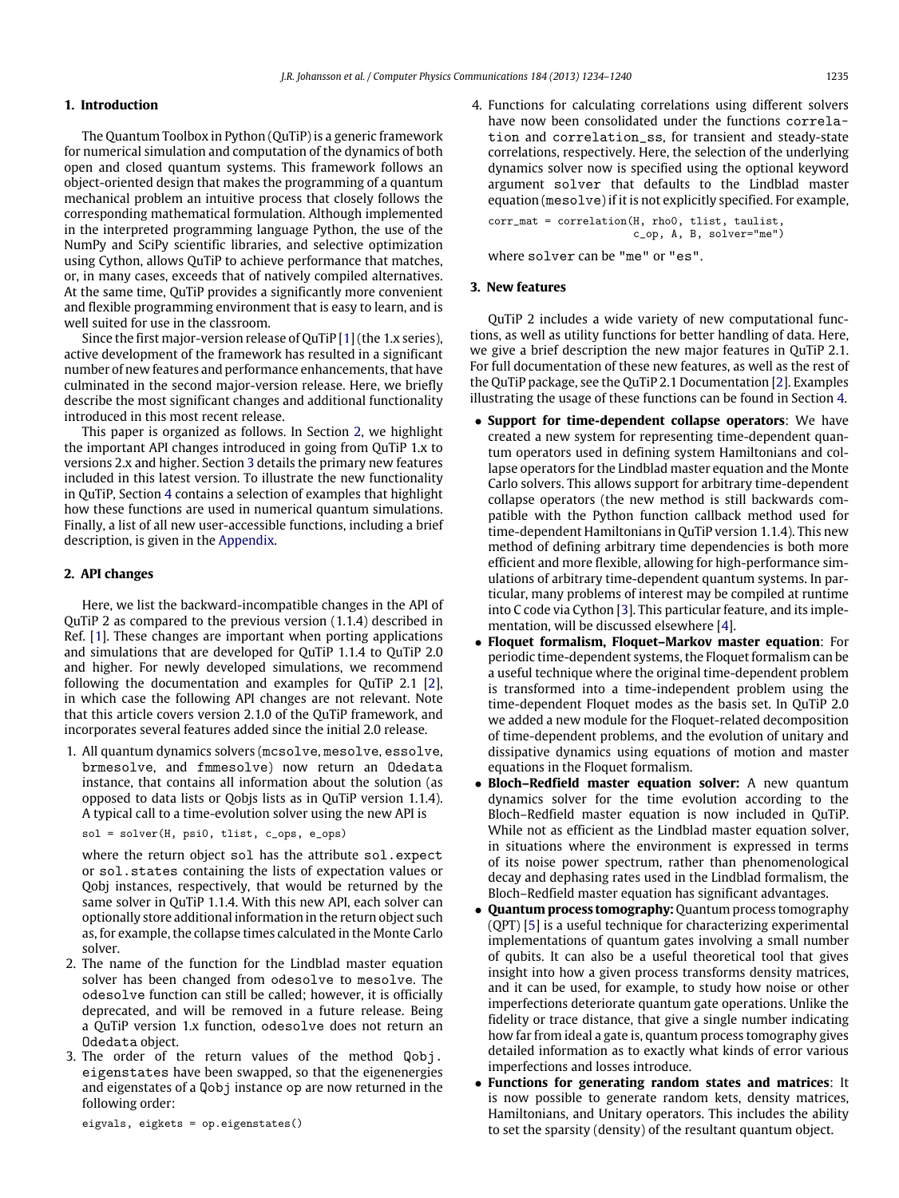## 1. Introduction

The Quantum Toolbox in Python (QuTiP) is a generic framework for numerical simulation and computation of the dynamics of both open and closed quantum systems. This framework follows an object-oriented design that makes the programming of a quantum mechanical problem an intuitive process that closely follows the corresponding mathematical formulation. Although implemented in the interpreted programming language Python, the use of the NumPy and SciPy scientific libraries, and selective optimization using Cython, allows QuTiP to achieve performance that matches, or, in many cases, exceeds that of natively compiled alternatives. At the same time, QuTiP provides a significantly more convenient and flexible programming environment that is easy to learn, and is well suited for use in the classroom.

Since the first major-version release of QuTiP [1] (the 1.x series), active development of the framework has resulted in a significant number of new features and performance enhancements, that have culminated in the second major-version release. Here, we briefly describe the most significant changes and additional functionality introduced in this most recent release.

This paper is organized as follows. In Section 2, we highlight the important API changes introduced in going from QuTiP 1.x to versions 2.x and higher. Section 3 details the primary new features included in this latest version. To illustrate the new functionality in QuTiP, Section 4 contains a selection of examples that highlight how these functions are used in numerical quantum simulations. Finally, a list of all new user-accessible functions, including a brief description, is given in the Appendix.

## 2. API changes

Here, we list the backward-incompatible changes in the API of QuTiP 2 as compared to the previous version (1.1.4) described in Ref. [1]. These changes are important when porting applications and simulations that are developed for QuTiP 1.1.4 to QuTiP 2.0 and higher. For newly developed simulations, we recommend following the documentation and examples for QuTiP 2.1 [2], in which case the following API changes are not relevant. Note that this article covers version 2.1.0 of the QuTiP framework, and incorporates several features added since the initial 2.0 release.

1. All quantum dynamics solvers (mcsolve, mesolve, essolve, brmesolve, and fmmesolve) now return an Odedata instance, that contains all information about the solution (as opposed to data lists or Qobjs lists as in QuTiP version 1.1.4). A typical call to a time-evolution solver using the new API is

```
sol = solver(H, psi0, tlist, c_ops, e_ops)
```

where the return object sol has the attribute sol.expect or sol.states containing the lists of expectation values or Qobj instances, respectively, that would be returned by the same solver in QuTiP 1.1.4. With this new API, each solver can optionally store additional information in the return object such as, for example, the collapse times calculated in the Monte Carlo solver.

2. The name of the function for the Lindblad master equation solver has been changed from odesolve to mesolve. The odesolve function can still be called; however, it is officially deprecated, and will be removed in a future release. Being a QuTiP version 1.x function, odesolve does not return an Odedata object.

3. The order of the return values of the method Qobj.eigenstates have been swapped, so that the eigenenergies and eigenstates of a Qobj instance op are now returned in the following order:

```
eigvals, eigkets = op.eigenstates()
```

4. Functions for calculating correlations using different solvers have now been consolidated under the functions correlation and correlation_ss, for transient and steady-state correlations, respectively. Here, the selection of the underlying dynamics solver now is specified using the optional keyword argument solver that defaults to the Lindblad master equation (mesolve) if it is not explicitly specified. For example,

```
corr_mat = correlation(H, rho0, tlist, taulist,
                       c_op, A, B, solver="me")
```

where solver can be "me" or "es".

## 3. New features

QuTiP 2 includes a wide variety of new computational functions, as well as utility functions for better handling of data. Here, we give a brief description the new major features in QuTiP 2.1. For full documentation of these new features, as well as the rest of the QuTiP package, see the QuTiP 2.1 Documentation [2]. Examples illustrating the usage of these functions can be found in Section 4.

- **Support for time-dependent collapse operators**: We have created a new system for representing time-dependent quantum operators used in defining system Hamiltonians and collapse operators for the Lindblad master equation and the Monte Carlo solvers. This allows support for arbitrary time-dependent collapse operators (the new method is still backwards compatible with the Python function callback method used for time-dependent Hamiltonians in QuTiP version 1.1.4). This new method of defining arbitrary time dependencies is both more efficient and more flexible, allowing for high-performance simulations of arbitrary time-dependent quantum systems. In particular, many problems of interest may be compiled at runtime into C code via Cython [3]. This particular feature, and its implementation, will be discussed elsewhere [4].
- **Floquet formalism, Floquet–Markov master equation**: For periodic time-dependent systems, the Floquet formalism can be a useful technique where the original time-dependent problem is transformed into a time-independent problem using the time-dependent Floquet modes as the basis set. In QuTiP 2.0 we added a new module for the Floquet-related decomposition of time-dependent problems, and the evolution of unitary and dissipative dynamics using equations of motion and master equations in the Floquet formalism.
- **Bloch–Redfield master equation solver:** A new quantum dynamics solver for the time evolution according to the Bloch–Redfield master equation is now included in QuTiP. While not as efficient as the Lindblad master equation solver, in situations where the environment is expressed in terms of its noise power spectrum, rather than phenomenological decay and dephasing rates used in the Lindblad formalism, the Bloch–Redfield master equation has significant advantages.
- **Quantum process tomography:** Quantum process tomography (QPT) [5] is a useful technique for characterizing experimental implementations of quantum gates involving a small number of qubits. It can also be a useful theoretical tool that gives insight into how a given process transforms density matrices, and it can be used, for example, to study how noise or other imperfections deteriorate quantum gate operations. Unlike the fidelity or trace distance, that give a single number indicating how far from ideal a gate is, quantum process tomography gives detailed information as to exactly what kinds of error various imperfections and losses introduce.
- **Functions for generating random states and matrices**: It is now possible to generate random kets, density matrices, Hamiltonians, and Unitary operators. This includes the ability to set the sparsity (density) of the resultant quantum object.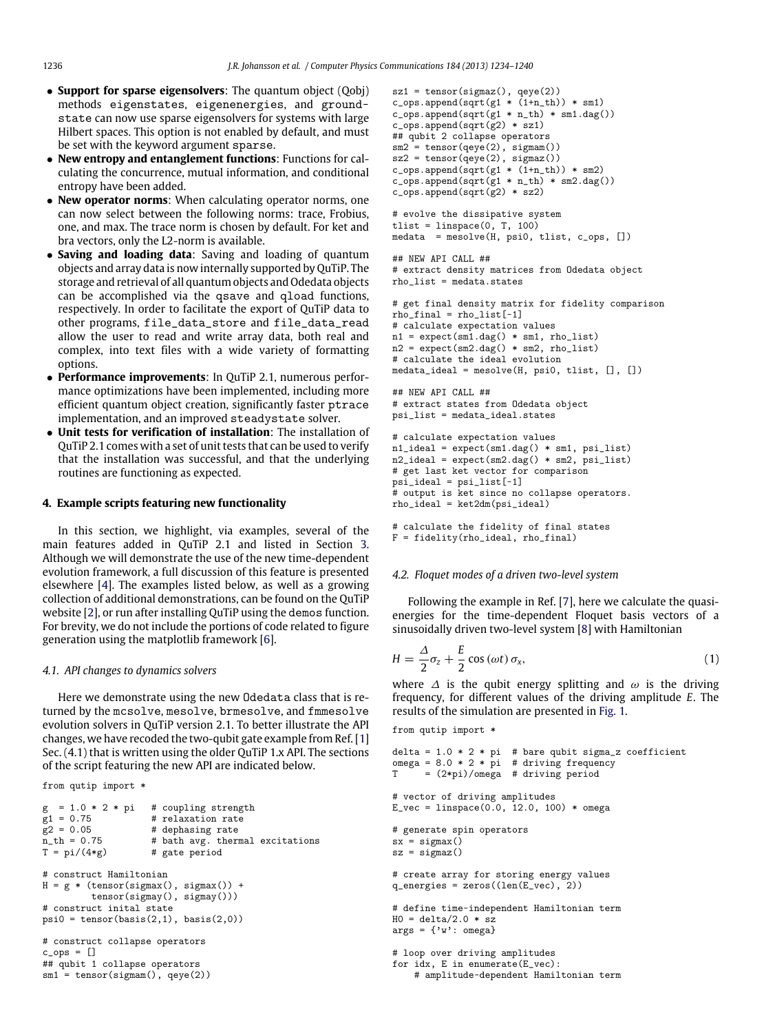- **Support for sparse eigensolvers**: The quantum object (Qobj) methods eigenstates, eigenenergies, and groundstate can now use sparse eigensolvers for systems with large Hilbert spaces. This option is not enabled by default, and must be set with the keyword argument sparse.
- **New entropy and entanglement functions**: Functions for calculating the concurrence, mutual information, and conditional entropy have been added.
- **New operator norms**: When calculating operator norms, one can now select between the following norms: trace, Frobius, one, and max. The trace norm is chosen by default. For ket and bra vectors, only the L2-norm is available.
- **Saving and loading data**: Saving and loading of quantum objects and array data is now internally supported by QuTiP. The storage and retrieval of all quantum objects and Odedata objects can be accomplished via the qsave and qload functions, respectively. In order to facilitate the export of QuTiP data to other programs, file_data_store and file_data_read allow the user to read and write array data, both real and complex, into text files with a wide variety of formatting options.
- **Performance improvements**: In QuTiP 2.1, numerous performance optimizations have been implemented, including more efficient quantum object creation, significantly faster ptrace implementation, and an improved steadystate solver.
- **Unit tests for verification of installation**: The installation of QuTiP 2.1 comes with a set of unit tests that can be used to verify that the installation was successful, and that the underlying routines are functioning as expected.

## 4. Example scripts featuring new functionality

In this section, we highlight, via examples, several of the main features added in QuTiP 2.1 and listed in Section 3. Although we will demonstrate the use of the new time-dependent evolution framework, a full discussion of this feature is presented elsewhere [4]. The examples listed below, as well as a growing collection of additional demonstrations, can be found on the QuTiP website [2], or run after installing QuTiP using the demos function. For brevity, we do not include the portions of code related to figure generation using the matplotlib framework [6].

### 4.1. API changes to dynamics solvers

Here we demonstrate using the new Odedata class that is returned by the mcsolve, mesolve, brmesolve, and fmmesolve evolution solvers in QuTiP version 2.1. To better illustrate the API changes, we have recoded the two-qubit gate example from Ref. [1] Sec. (4.1) that is written using the older QuTiP 1.x API. The sections of the script featuring the new API are indicated below.

```
from qutip import *

g  = 1.0 * 2 * pi   # coupling strength
g1 = 0.75           # relaxation rate
g2 = 0.05           # dephasing rate
n_th = 0.75         # bath avg. thermal excitations
T = pi/(4*g)        # gate period

# construct Hamiltonian
H = g * (tensor(sigmax(), sigmax()) +
         tensor(sigmay(), sigmay()))
# construct inital state
psi0 = tensor(basis(2,1), basis(2,0))

# construct collapse operators
c_ops = []
## qubit 1 collapse operators
sm1 = tensor(sigmam(), qeye(2))
sz1 = tensor(sigmaz(), qeye(2))
c_ops.append(sqrt(g1 * (1+n_th)) * sm1)
c_ops.append(sqrt(g1 * n_th) * sm1.dag())
c_ops.append(sqrt(g2) * sz1)
## qubit 2 collapse operators
sm2 = tensor(qeye(2), sigmam())
sz2 = tensor(qeye(2), sigmaz())
c_ops.append(sqrt(g1 * (1+n_th)) * sm2)
c_ops.append(sqrt(g1 * n_th) * sm2.dag())
c_ops.append(sqrt(g2) * sz2)

# evolve the dissipative system
tlist = linspace(0, T, 100)
medata  = mesolve(H, psi0, tlist, c_ops, [])

## NEW API CALL ##
# extract density matrices from Odedata object
rho_list = medata.states

# get final density matrix for fidelity comparison
rho_final = rho_list[-1]
# calculate expectation values
n1 = expect(sm1.dag() * sm1, rho_list)
n2 = expect(sm2.dag() * sm2, rho_list)
# calculate the ideal evolution
medata_ideal = mesolve(H, psi0, tlist, [], [])

## NEW API CALL ##
# extract states from Odedata object
psi_list = medata_ideal.states

# calculate expectation values
n1_ideal = expect(sm1.dag() * sm1, psi_list)
n2_ideal = expect(sm2.dag() * sm2, psi_list)
# get last ket vector for comparison
psi_ideal = psi_list[-1]
# output is ket since no collapse operators.
rho_ideal = ket2dm(psi_ideal)

# calculate the fidelity of final states
F = fidelity(rho_ideal, rho_final)
```

### 4.2. Floquet modes of a driven two-level system

Following the example in Ref. [7], here we calculate the quasi-energies for the time-dependent Floquet basis vectors of a sinusoidally driven two-level system [8] with Hamiltonian

$$H = \frac{\Delta}{2}\sigma_z + \frac{E}{2}\cos(\omega t)\,\sigma_x, \tag{1}$$

where $\Delta$ is the qubit energy splitting and $\omega$ is the driving frequency, for different values of the driving amplitude $E$. The results of the simulation are presented in Fig. 1.

```
from qutip import *

delta = 1.0 * 2 * pi  # bare qubit sigma_z coefficient
omega = 8.0 * 2 * pi  # driving frequency
T     = (2*pi)/omega  # driving period

# vector of driving amplitudes
E_vec = linspace(0.0, 12.0, 100) * omega

# generate spin operators
sx = sigmax()
sz = sigmaz()

# create array for storing energy values
q_energies = zeros((len(E_vec), 2))

# define time-independent Hamiltonian term
H0 = delta/2.0 * sz
args = {'w': omega}

# loop over driving amplitudes
for idx, E in enumerate(E_vec):
    # amplitude-dependent Hamiltonian term
```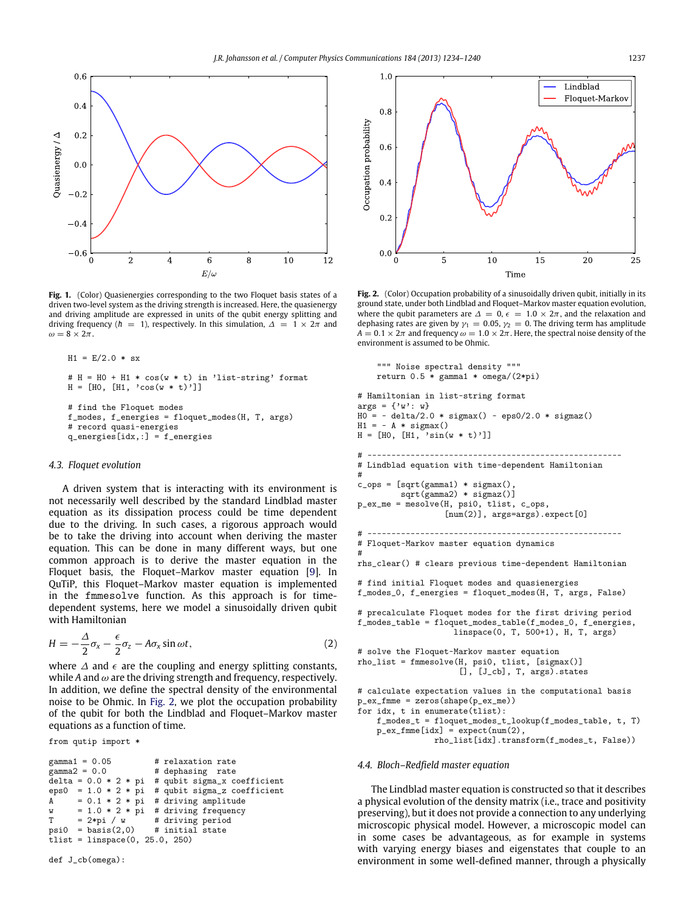**Fig. 1.** (Color) Quasienergies corresponding to the two Floquet basis states of a driven two-level system as the driving strength is increased. Here, the quasienergy and driving amplitude are expressed in units of the qubit energy splitting and driving frequency ($\hbar = 1$), respectively. In this simulation, $\Delta = 1 \times 2\pi$ and $\omega = 8 \times 2\pi$.

```
    H1 = E/2.0 * sx

    # H = H0 + H1 * cos(w * t) in 'list-string' format
    H = [H0, [H1, 'cos(w * t)']]

    # find the Floquet modes
    f_modes, f_energies = floquet_modes(H, T, args)
    # record quasi-energies
    q_energies[idx,:] = f_energies
```

### 4.3. Floquet evolution

A driven system that is interacting with its environment is not necessarily well described by the standard Lindblad master equation as its dissipation process could be time dependent due to the driving. In such cases, a rigorous approach would be to take the driving into account when deriving the master equation. This can be done in many different ways, but one common approach is to derive the master equation in the Floquet basis, the Floquet–Markov master equation [9]. In QuTiP, this Floquet–Markov master equation is implemented in the `fmmesolve` function. As this approach is for time-dependent systems, here we model a sinusoidally driven qubit with Hamiltonian

$$H = -\frac{\Delta}{2}\sigma_x - \frac{\epsilon}{2}\sigma_z - A\sigma_x \sin \omega t, \tag{2}$$

where $\Delta$ and $\epsilon$ are the coupling and energy splitting constants, while $A$ and $\omega$ are the driving strength and frequency, respectively. In addition, we define the spectral density of the environmental noise to be Ohmic. In Fig. 2, we plot the occupation probability of the qubit for both the Lindblad and Floquet–Markov master equations as a function of time.

```
from qutip import *

gamma1 = 0.05          # relaxation rate
gamma2 = 0.0           # dephasing  rate
delta  = 0.0 * 2 * pi  # qubit sigma_x coefficient
eps0   = 1.0 * 2 * pi  # qubit sigma_z coefficient
A      = 0.1 * 2 * pi  # driving amplitude
w      = 1.0 * 2 * pi  # driving frequency
T      = 2*pi / w      # driving period
psi0   = basis(2,0)    # initial state
tlist  = linspace(0, 25.0, 250)

def J_cb(omega):
    """ Noise spectral density """
    return 0.5 * gamma1 * omega/(2*pi)

# Hamiltonian in list-string format
args = {'w': w}
H0 = - delta/2.0 * sigmax() - eps0/2.0 * sigmaz()
H1 = - A * sigmax()
H = [H0, [H1, 'sin(w * t)']]

# -----------------------------------------------------
# Lindblad equation with time-dependent Hamiltonian
#
c_ops = [sqrt(gamma1) * sigmax(),
         sqrt(gamma2) * sigmaz()]
p_ex_me = mesolve(H, psi0, tlist, c_ops,
                  [num(2)], args=args).expect[0]

# -----------------------------------------------------
# Floquet-Markov master equation dynamics
#
rhs_clear() # clears previous time-dependent Hamiltonian

# find initial Floquet modes and quasienergies
f_modes_0, f_energies = floquet_modes(H, T, args, False)

# precalculate Floquet modes for the first driving period
f_modes_table = floquet_modes_table(f_modes_0, f_energies,
                    linspace(0, T, 500+1), H, T, args)

# solve the Floquet-Markov master equation
rho_list = fmmesolve(H, psi0, tlist, [sigmax()]
                     [], [J_cb], T, args).states

# calculate expectation values in the computational basis
p_ex_fmme = zeros(shape(p_ex_me))
for idx, t in enumerate(tlist):
    f_modes_t = floquet_modes_t_lookup(f_modes_table, t, T)
    p_ex_fmme[idx] = expect(num(2),
                rho_list[idx].transform(f_modes_t, False))
```

**Fig. 2.** (Color) Occupation probability of a sinusoidally driven qubit, initially in its ground state, under both Lindblad and Floquet–Markov master equation evolution, where the qubit parameters are $\Delta = 0$, $\epsilon = 1.0 \times 2\pi$, and the relaxation and dephasing rates are given by $\gamma_1 = 0.05$, $\gamma_2 = 0$. The driving term has amplitude $A = 0.1 \times 2\pi$ and frequency $\omega = 1.0 \times 2\pi$. Here, the spectral noise density of the environment is assumed to be Ohmic.

### 4.4. Bloch–Redfield master equation

The Lindblad master equation is constructed so that it describes a physical evolution of the density matrix (i.e., trace and positivity preserving), but it does not provide a connection to any underlying microscopic physical model. However, a microscopic model can in some cases be advantageous, as for example in systems with varying energy biases and eigenstates that couple to an environment in some well-defined manner, through a physically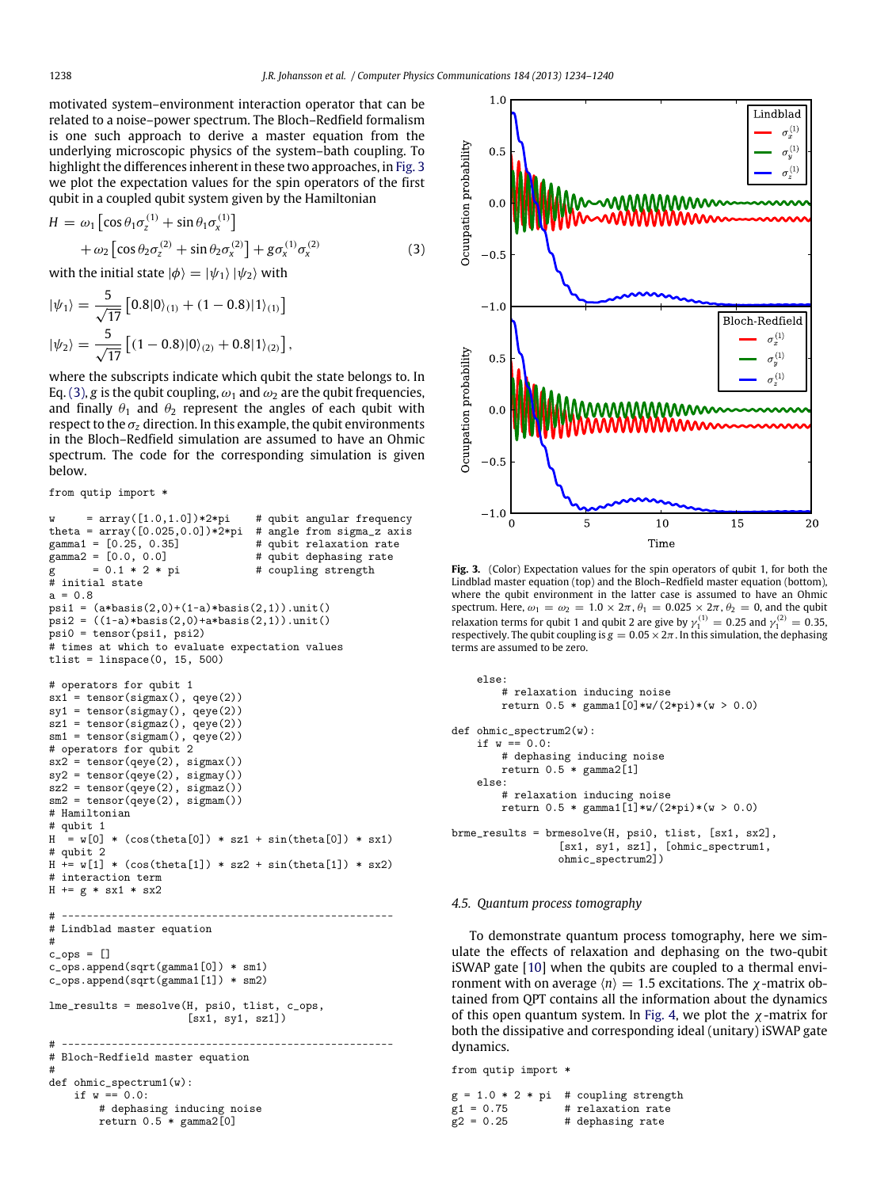motivated system–environment interaction operator that can be related to a noise–power spectrum. The Bloch–Redfield formalism is one such approach to derive a master equation from the underlying microscopic physics of the system–bath coupling. To highlight the differences inherent in these two approaches, in Fig. 3 we plot the expectation values for the spin operators of the first qubit in a coupled qubit system given by the Hamiltonian

$$H = \omega_1 \left[\cos\theta_1 \sigma_z^{(1)} + \sin\theta_1 \sigma_x^{(1)}\right] + \omega_2 \left[\cos\theta_2 \sigma_z^{(2)} + \sin\theta_2 \sigma_x^{(2)}\right] + g\sigma_x^{(1)}\sigma_x^{(2)} \tag{3}$$

with the initial state $|\phi\rangle = |\psi_1\rangle\,|\psi_2\rangle$ with

$$|\psi_1\rangle = \frac{5}{\sqrt{17}}\left[0.8|0\rangle_{(1)} + (1-0.8)|1\rangle_{(1)}\right]$$

$$|\psi_2\rangle = \frac{5}{\sqrt{17}}\left[(1-0.8)|0\rangle_{(2)} + 0.8|1\rangle_{(2)}\right],$$

where the subscripts indicate which qubit the state belongs to. In Eq. (3), $g$ is the qubit coupling, $\omega_1$ and $\omega_2$ are the qubit frequencies, and finally $\theta_1$ and $\theta_2$ represent the angles of each qubit with respect to the $\sigma_z$ direction. In this example, the qubit environments in the Bloch–Redfield simulation are assumed to have an Ohmic spectrum. The code for the corresponding simulation is given below.

```
from qutip import *

w     = array([1.0,1.0])*2*pi    # qubit angular frequency
theta = array([0.025,0.0])*2*pi  # angle from sigma_z axis
gamma1 = [0.25, 0.35]            # qubit relaxation rate
gamma2 = [0.0, 0.0]              # qubit dephasing rate
g      = 0.1 * 2 * pi            # coupling strength
# initial state
a = 0.8
psi1 = (a*basis(2,0)+(1-a)*basis(2,1)).unit()
psi2 = ((1-a)*basis(2,0)+a*basis(2,1)).unit()
psi0 = tensor(psi1, psi2)
# times at which to evaluate expectation values
tlist = linspace(0, 15, 500)

# operators for qubit 1
sx1 = tensor(sigmax(), qeye(2))
sy1 = tensor(sigmay(), qeye(2))
sz1 = tensor(sigmaz(), qeye(2))
sm1 = tensor(sigmam(), qeye(2))
# operators for qubit 2
sx2 = tensor(qeye(2), sigmax())
sy2 = tensor(qeye(2), sigmay())
sz2 = tensor(qeye(2), sigmaz())
sm2 = tensor(qeye(2), sigmam())
# Hamiltonian
# qubit 1
H  = w[0] * (cos(theta[0]) * sz1 + sin(theta[0]) * sx1)
# qubit 2
H += w[1] * (cos(theta[1]) * sz2 + sin(theta[1]) * sx2)
# interaction term
H += g * sx1 * sx2

# -----------------------------------------------------
# Lindblad master equation
#
c_ops = []
c_ops.append(sqrt(gamma1[0]) * sm1)
c_ops.append(sqrt(gamma1[1]) * sm2)

lme_results = mesolve(H, psi0, tlist, c_ops,
                      [sx1, sy1, sz1])

# -----------------------------------------------------
# Bloch-Redfield master equation
#
def ohmic_spectrum1(w):
    if w == 0.0:
        # dephasing inducing noise
        return 0.5 * gamma2[0]
    else:
        # relaxation inducing noise
        return 0.5 * gamma1[0]*w/(2*pi)*(w > 0.0)

def ohmic_spectrum2(w):
    if w == 0.0:
        # dephasing inducing noise
        return 0.5 * gamma2[1]
    else:
        # relaxation inducing noise
        return 0.5 * gamma1[1]*w/(2*pi)*(w > 0.0)

brme_results = brmesolve(H, psi0, tlist, [sx1, sx2],
                 [sx1, sy1, sz1], [ohmic_spectrum1,
                 ohmic_spectrum2])
```

**Fig. 3.** (Color) Expectation values for the spin operators of qubit 1, for both the Lindblad master equation (top) and the Bloch–Redfield master equation (bottom), where the qubit environment in the latter case is assumed to have an Ohmic spectrum. Here, $\omega_1 = \omega_2 = 1.0 \times 2\pi$, $\theta_1 = 0.025 \times 2\pi$, $\theta_2 = 0$, and the qubit relaxation terms for qubit 1 and qubit 2 are give by $\gamma_1^{(1)} = 0.25$ and $\gamma_1^{(2)} = 0.35$, respectively. The qubit coupling is $g = 0.05 \times 2\pi$. In this simulation, the dephasing terms are assumed to be zero.

### 4.5. Quantum process tomography

To demonstrate quantum process tomography, here we simulate the effects of relaxation and dephasing on the two-qubit iSWAP gate [10] when the qubits are coupled to a thermal environment with on average $\langle n\rangle = 1.5$ excitations. The $\chi$-matrix obtained from QPT contains all the information about the dynamics of this open quantum system. In Fig. 4, we plot the $\chi$-matrix for both the dissipative and corresponding ideal (unitary) iSWAP gate dynamics.

```
from qutip import *

g = 1.0 * 2 * pi   # coupling strength
g1 = 0.75          # relaxation rate
g2 = 0.25          # dephasing rate
```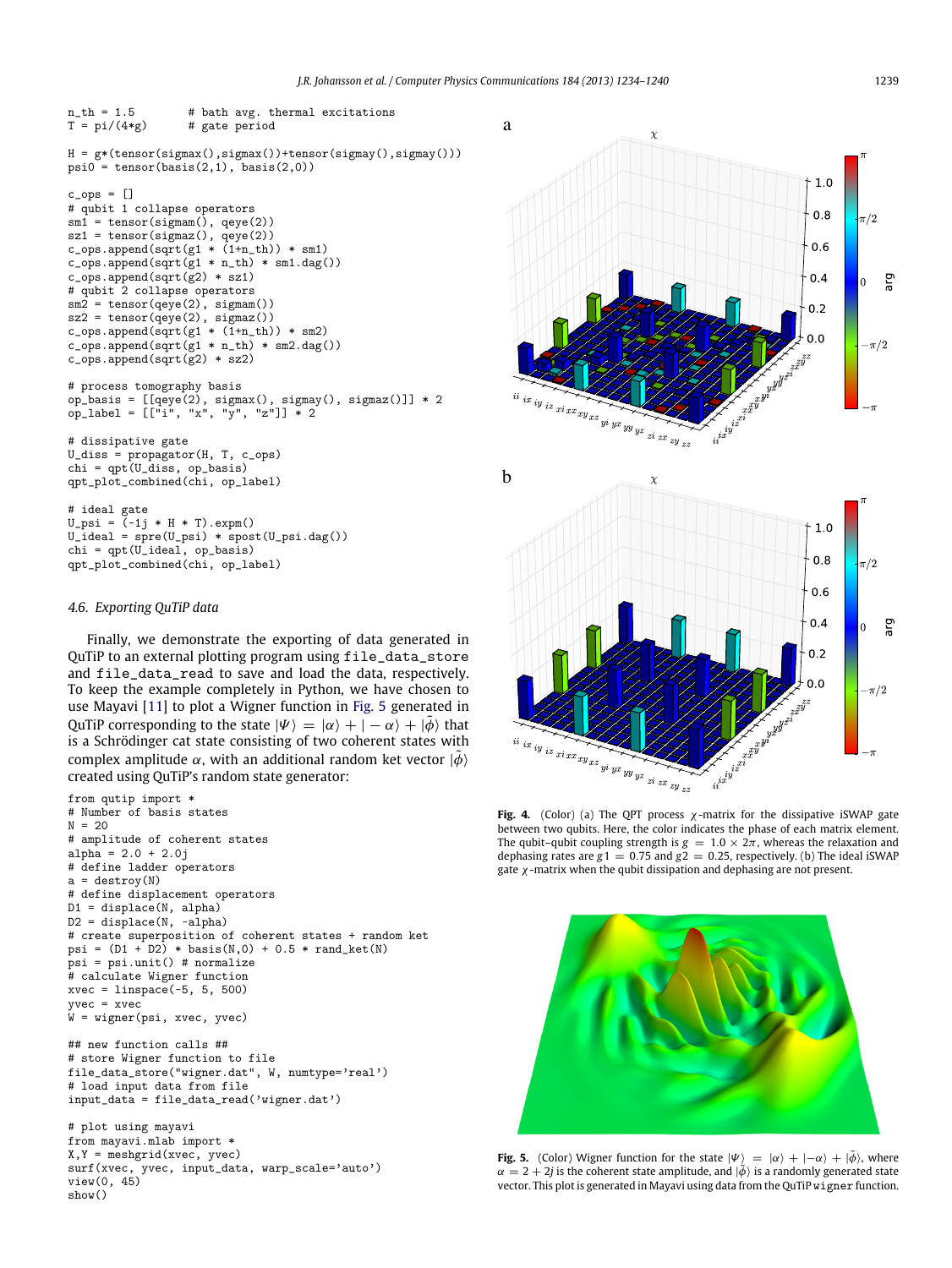```
n_th = 1.5        # bath avg. thermal excitations
T = pi/(4*g)      # gate period

H = g*(tensor(sigmax(),sigmax())+tensor(sigmay(),sigmay()))
psi0 = tensor(basis(2,1), basis(2,0))

c_ops = []
# qubit 1 collapse operators
sm1 = tensor(sigmam(), qeye(2))
sz1 = tensor(sigmaz(), qeye(2))
c_ops.append(sqrt(g1 * (1+n_th)) * sm1)
c_ops.append(sqrt(g1 * n_th) * sm1.dag())
c_ops.append(sqrt(g2) * sz1)
# qubit 2 collapse operators
sm2 = tensor(qeye(2), sigmam())
sz2 = tensor(qeye(2), sigmaz())
c_ops.append(sqrt(g1 * (1+n_th)) * sm2)
c_ops.append(sqrt(g1 * n_th) * sm2.dag())
c_ops.append(sqrt(g2) * sz2)

# process tomography basis
op_basis = [[qeye(2), sigmax(), sigmay(), sigmaz()]] * 2
op_label = [["i", "x", "y", "z"]] * 2

# dissipative gate
U_diss = propagator(H, T, c_ops)
chi = qpt(U_diss, op_basis)
qpt_plot_combined(chi, op_label)

# ideal gate
U_psi = (-1j * H * T).expm()
U_ideal = spre(U_psi) * spost(U_psi.dag())
chi = qpt(U_ideal, op_basis)
qpt_plot_combined(chi, op_label)
```

### 4.6. Exporting QuTiP data

Finally, we demonstrate the exporting of data generated in QuTiP to an external plotting program using `file_data_store` and `file_data_read` to save and load the data, respectively. To keep the example completely in Python, we have chosen to use Mayavi [11] to plot a Wigner function in Fig. 5 generated in QuTiP corresponding to the state $|\Psi\rangle = |\alpha\rangle + |-\alpha\rangle + |\tilde{\phi}\rangle$ that is a Schrödinger cat state consisting of two coherent states with complex amplitude $\alpha$, with an additional random ket vector $|\tilde{\phi}\rangle$ created using QuTiP's random state generator:

```
from qutip import *
# Number of basis states
N = 20
# amplitude of coherent states
alpha = 2.0 + 2.0j
# define ladder operators
a = destroy(N)
# define displacement operators
D1 = displace(N, alpha)
D2 = displace(N, -alpha)
# create superposition of coherent states + random ket
psi = (D1 + D2) * basis(N,0) + 0.5 * rand_ket(N)
psi = psi.unit() # normalize
# calculate Wigner function
xvec = linspace(-5, 5, 500)
yvec = xvec
W = wigner(psi, xvec, yvec)

## new function calls ##
# store Wigner function to file
file_data_store("wigner.dat", W, numtype='real')
# load input data from file
input_data = file_data_read('wigner.dat')

# plot using mayavi
from mayavi.mlab import *
X,Y = meshgrid(xvec, yvec)
surf(xvec, yvec, input_data, warp_scale='auto')
view(0, 45)
show()
```

**Fig. 4.** (Color) (a) The QPT process $\chi$-matrix for the dissipative iSWAP gate between two qubits. Here, the color indicates the phase of each matrix element. The qubit–qubit coupling strength is $g = 1.0 \times 2\pi$, whereas the relaxation and dephasing rates are $g1 = 0.75$ and $g2 = 0.25$, respectively. (b) The ideal iSWAP gate $\chi$-matrix when the qubit dissipation and dephasing are not present.

**Fig. 5.** (Color) Wigner function for the state $|\Psi\rangle = |\alpha\rangle + |-\alpha\rangle + |\tilde{\phi}\rangle$, where $\alpha = 2 + 2j$ is the coherent state amplitude, and $|\tilde{\phi}\rangle$ is a randomly generated state vector. This plot is generated in Mayavi using data from the QuTiP `wigner` function.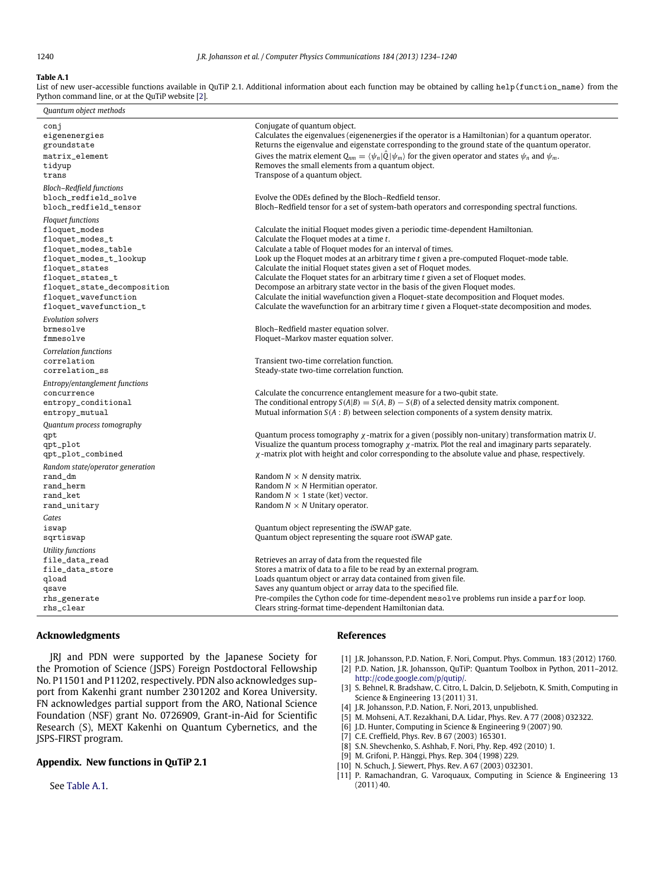**Table A.1**
List of new user-accessible functions available in QuTiP 2.1. Additional information about each function may be obtained by calling `help(function_name)` from the Python command line, or at the QuTiP website [2].

| *Quantum object methods* | |
|---|---|
| `conj` | Conjugate of quantum object. |
| `eigenenergies` | Calculates the eigenvalues (eigenenergies if the operator is a Hamiltonian) for a quantum operator. |
| `groundstate` | Returns the eigenvalue and eigenstate corresponding to the ground state of the quantum operator. |
| `matrix_element` | Gives the matrix element $Q_{nm} = \langle\psi_n\vert\hat{Q}\vert\psi_m\rangle$ for the given operator and states $\psi_n$ and $\psi_m$. |
| `tidyup` | Removes the small elements from a quantum object. |
| `trans` | Transpose of a quantum object. |
| *Bloch–Redfield functions* | |
| `bloch_redfield_solve` | Evolve the ODEs defined by the Bloch–Redfield tensor. |
| `bloch_redfield_tensor` | Bloch–Redfield tensor for a set of system-bath operators and corresponding spectral functions. |
| *Floquet functions* | |
| `floquet_modes` | Calculate the initial Floquet modes given a periodic time-dependent Hamiltonian. |
| `floquet_modes_t` | Calculate the Floquet modes at a time $t$. |
| `floquet_modes_table` | Calculate a table of Floquet modes for an interval of times. |
| `floquet_modes_t_lookup` | Look up the Floquet modes at an arbitrary time $t$ given a pre-computed Floquet-mode table. |
| `floquet_states` | Calculate the initial Floquet states given a set of Floquet modes. |
| `floquet_states_t` | Calculate the Floquet states for an arbitrary time $t$ given a set of Floquet modes. |
| `floquet_state_decomposition` | Decompose an arbitrary state vector in the basis of the given Floquet modes. |
| `floquet_wavefunction` | Calculate the initial wavefunction given a Floquet-state decomposition and Floquet modes. |
| `floquet_wavefunction_t` | Calculate the wavefunction for an arbitrary time $t$ given a Floquet-state decomposition and modes. |
| *Evolution solvers* | |
| `brmesolve` | Bloch–Redfield master equation solver. |
| `fmmesolve` | Floquet–Markov master equation solver. |
| *Correlation functions* | |
| `correlation` | Transient two-time correlation function. |
| `correlation_ss` | Steady-state two-time correlation function. |
| *Entropy/entanglement functions* | |
| `concurrence` | Calculate the concurrence entanglement measure for a two-qubit state. |
| `entropy_conditional` | The conditional entropy $S(A\vert B) = S(A, B) - S(B)$ of a selected density matrix component. |
| `entropy_mutual` | Mutual information $S(A : B)$ between selection components of a system density matrix. |
| *Quantum process tomography* | |
| `qpt` | Quantum process tomography $\chi$-matrix for a given (possibly non-unitary) transformation matrix $U$. |
| `qpt_plot` | Visualize the quantum process tomography $\chi$-matrix. Plot the real and imaginary parts separately. |
| `qpt_plot_combined` | $\chi$-matrix plot with height and color corresponding to the absolute value and phase, respectively. |
| *Random state/operator generation* | |
| `rand_dm` | Random $N \times N$ density matrix. |
| `rand_herm` | Random $N \times N$ Hermitian operator. |
| `rand_ket` | Random $N \times 1$ state (ket) vector. |
| `rand_unitary` | Random $N \times N$ Unitary operator. |
| *Gates* | |
| `iswap` | Quantum object representing the *i*SWAP gate. |
| `sqrtiswap` | Quantum object representing the square root *i*SWAP gate. |
| *Utility functions* | |
| `file_data_read` | Retrieves an array of data from the requested file |
| `file_data_store` | Stores a matrix of data to a file to be read by an external program. |
| `qload` | Loads quantum object or array data contained from given file. |
| `qsave` | Saves any quantum object or array data to the specified file. |
| `rhs_generate` | Pre-compiles the Cython code for time-dependent `mesolve` problems run inside a `parfor` loop. |
| `rhs_clear` | Clears string-format time-dependent Hamiltonian data. |

## Acknowledgments

JRJ and PDN were supported by the Japanese Society for the Promotion of Science (JSPS) Foreign Postdoctoral Fellowship No. P11501 and P11202, respectively. PDN also acknowledges support from Kakenhi grant number 2301202 and Korea University. FN acknowledges partial support from the ARO, National Science Foundation (NSF) grant No. 0726909, Grant-in-Aid for Scientific Research (S), MEXT Kakenhi on Quantum Cybernetics, and the JSPS-FIRST program.

## Appendix. New functions in QuTiP 2.1

See Table A.1.

## References

[1] J.R. Johansson, P.D. Nation, F. Nori, Comput. Phys. Commun. 183 (2012) 1760.
[2] P.D. Nation, J.R. Johansson, QuTiP: Quantum Toolbox in Python, 2011–2012. http://code.google.com/p/qutip/.
[3] S. Behnel, R. Bradshaw, C. Citro, L. Dalcin, D. Seljebotn, K. Smith, Computing in Science & Engineering 13 (2011) 31.
[4] J.R. Johansson, P.D. Nation, F. Nori, 2013, unpublished.
[5] M. Mohseni, A.T. Rezakhani, D.A. Lidar, Phys. Rev. A 77 (2008) 032322.
[6] J.D. Hunter, Computing in Science & Engineering 9 (2007) 90.
[7] C.E. Creffield, Phys. Rev. B 67 (2003) 165301.
[8] S.N. Shevchenko, S. Ashhab, F. Nori, Phy. Rep. 492 (2010) 1.
[9] M. Grifoni, P. Hänggi, Phys. Rep. 304 (1998) 229.
[10] N. Schuch, J. Siewert, Phys. Rev. A 67 (2003) 032301.
[11] P. Ramachandran, G. Varoquaux, Computing in Science & Engineering 13 (2011) 40.